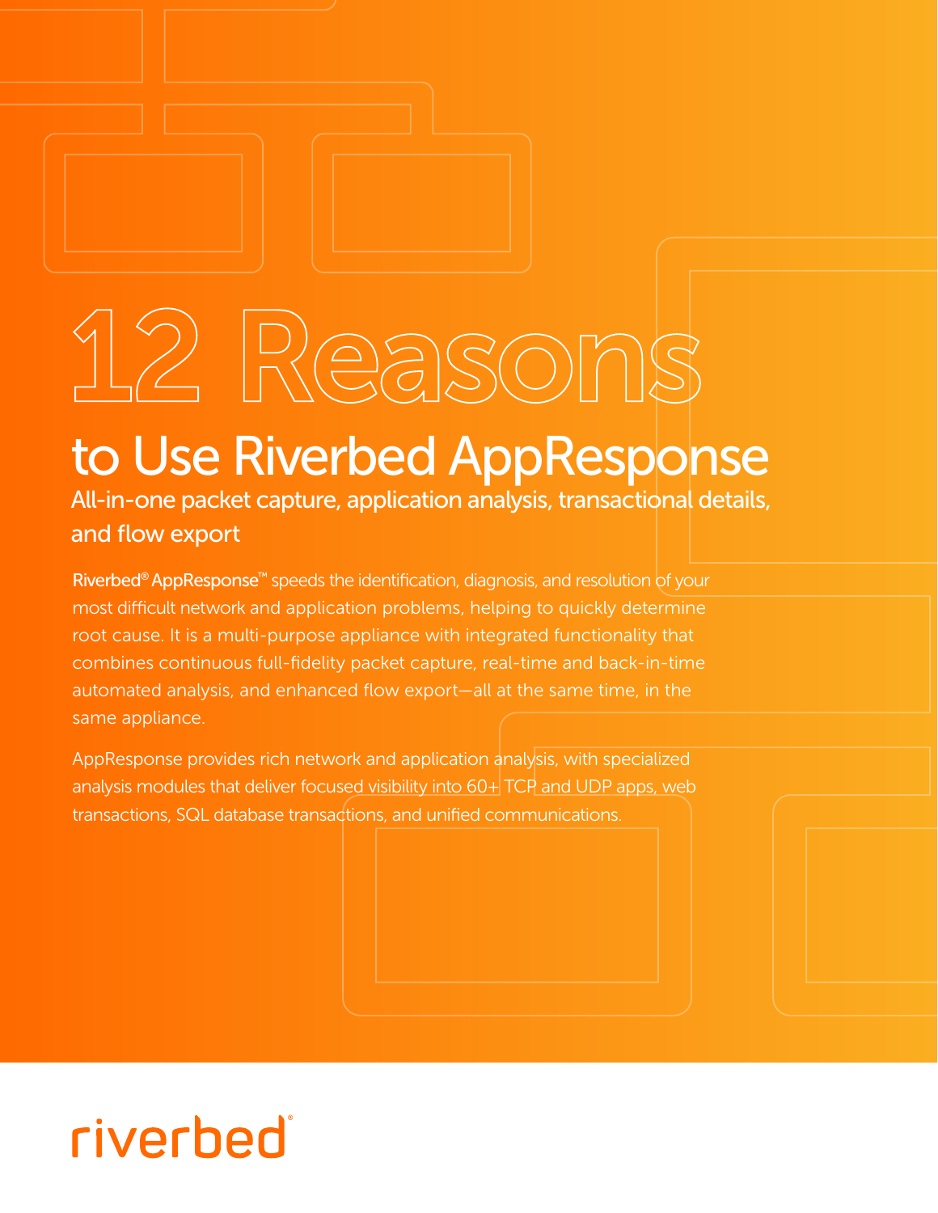# 12 Reasons

## to Use Riverbed AppResponse

### All-in-one packet capture, application analysis, transactional details, and flow export

**Riverbed® AppResponse™** speeds the identification, diagnosis, and resolution of your most difficult network and application problems, helping to quickly determine root cause. It is a multi-purpose appliance with integrated functionality that combines continuous full-fidelity packet capture, real-time and back-in-time automated analysis, and enhanced flow export—all at the same time, in the same appliance.

AppResponse provides rich network and application analysis, with specialized analysis modules that deliver focused visibility into 60+ TCP and UDP apps, web transactions, SQL database transactions, and unified communications.

riverbed®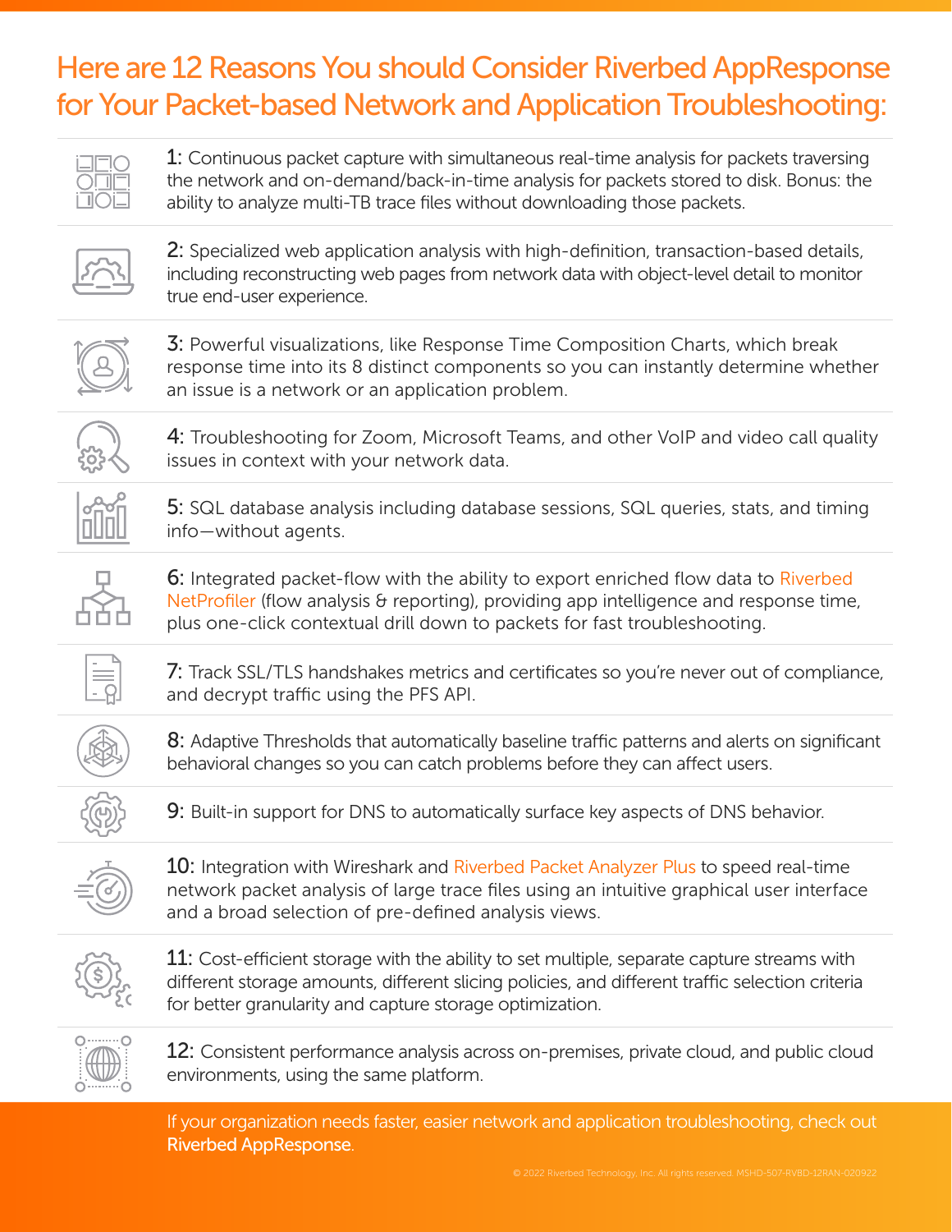# Here are 12 Reasons You should Consider Riverbed AppResponse for Your Packet-based Network and Application Troubleshooting:

1: Continuous packet capture with simultaneous real-time analysis for packets traversing the network and on-demand/back-in-time analysis for packets stored to disk. Bonus: the ability to analyze multi-TB trace files without downloading those packets.

2: Specialized web application analysis with high-definition, transaction-based details, including reconstructing web pages from network data with object-level detail to monitor true end-user experience.

3: Powerful visualizations, like Response Time Composition Charts, which break response time into its 8 distinct components so you can instantly determine whether an issue is a network or an application problem.

4: Troubleshooting for Zoom, Microsoft Teams, and other VoIP and video call quality issues in context with your network data.

5: SQL database analysis including database sessions, SQL queries, stats, and timing info—without agents.

6: Integrated packet-flow with the ability to export enriched flow data to Riverbed NetProfiler (flow analysis & reporting), providing app intelligence and response time, plus one-click contextual drill down to packets for fast troubleshooting.

7: Track SSL/TLS handshakes metrics and certificates so you're never out of compliance, and decrypt traffic using the PFS API.

8: Adaptive Thresholds that automatically baseline traffic patterns and alerts on significant behavioral changes so you can catch problems before they can affect users.

9: Built-in support for DNS to automatically surface key aspects of DNS behavior.

10: Integration with Wireshark and Riverbed Packet Analyzer Plus to speed real-time network packet analysis of large trace files using an intuitive graphical user interface and a broad selection of pre-defined analysis views.

11: Cost-efficient storage with the ability to set multiple, separate capture streams with different storage amounts, different slicing policies, and different traffic selection criteria for better granularity and capture storage optimization.

12: Consistent performance analysis across on-premises, private cloud, and public cloud environments, using the same platform.

If your organization needs faster, easier network and application troubleshooting, check out Riverbed AppResponse.

© 2022 Riverbed Technology, Inc. All rights reserved. MSHD-507-RVBD-12RAN-020922